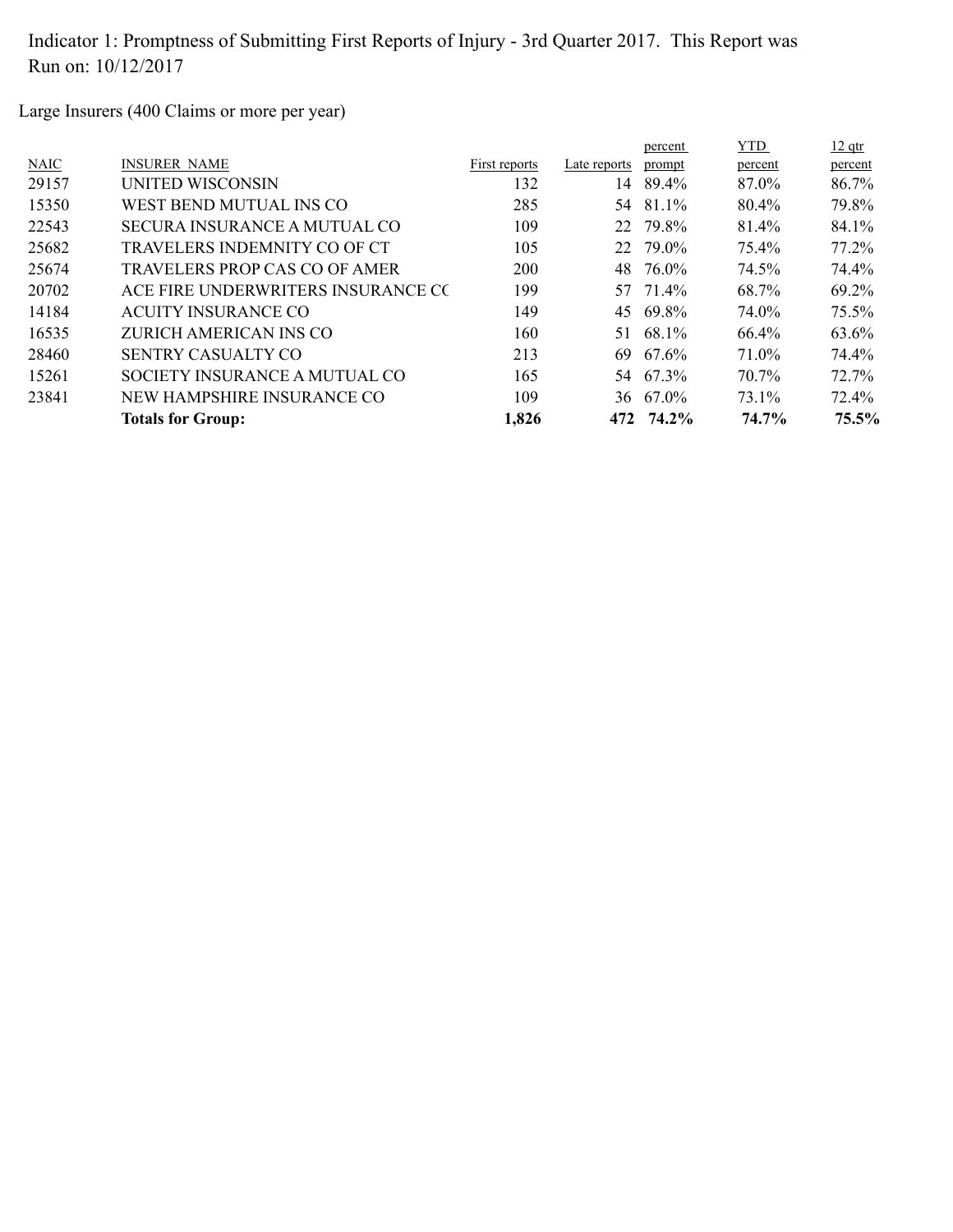Indicator 1: Promptness of Submitting First Reports of Injury - 3rd Quarter 2017. This Report was Run on: 10/12/2017

Large Insurers (400 Claims or more per year)

| NAIC | INSURER NAME | First reports | Late reports | percent prompt | YTD percent | 12 qtr percent |
|---|---|---|---|---|---|---|
| 29157 | UNITED WISCONSIN | 132 | 14 | 89.4% | 87.0% | 86.7% |
| 15350 | WEST BEND MUTUAL INS CO | 285 | 54 | 81.1% | 80.4% | 79.8% |
| 22543 | SECURA INSURANCE A MUTUAL CO | 109 | 22 | 79.8% | 81.4% | 84.1% |
| 25682 | TRAVELERS INDEMNITY CO OF CT | 105 | 22 | 79.0% | 75.4% | 77.2% |
| 25674 | TRAVELERS PROP CAS CO OF AMER | 200 | 48 | 76.0% | 74.5% | 74.4% |
| 20702 | ACE FIRE UNDERWRITERS INSURANCE CO | 199 | 57 | 71.4% | 68.7% | 69.2% |
| 14184 | ACUITY INSURANCE CO | 149 | 45 | 69.8% | 74.0% | 75.5% |
| 16535 | ZURICH AMERICAN INS CO | 160 | 51 | 68.1% | 66.4% | 63.6% |
| 28460 | SENTRY CASUALTY CO | 213 | 69 | 67.6% | 71.0% | 74.4% |
| 15261 | SOCIETY INSURANCE A MUTUAL CO | 165 | 54 | 67.3% | 70.7% | 72.7% |
| 23841 | NEW HAMPSHIRE INSURANCE CO | 109 | 36 | 67.0% | 73.1% | 72.4% |
| | **Totals for Group:** | **1,826** | **472** | **74.2%** | **74.7%** | **75.5%** |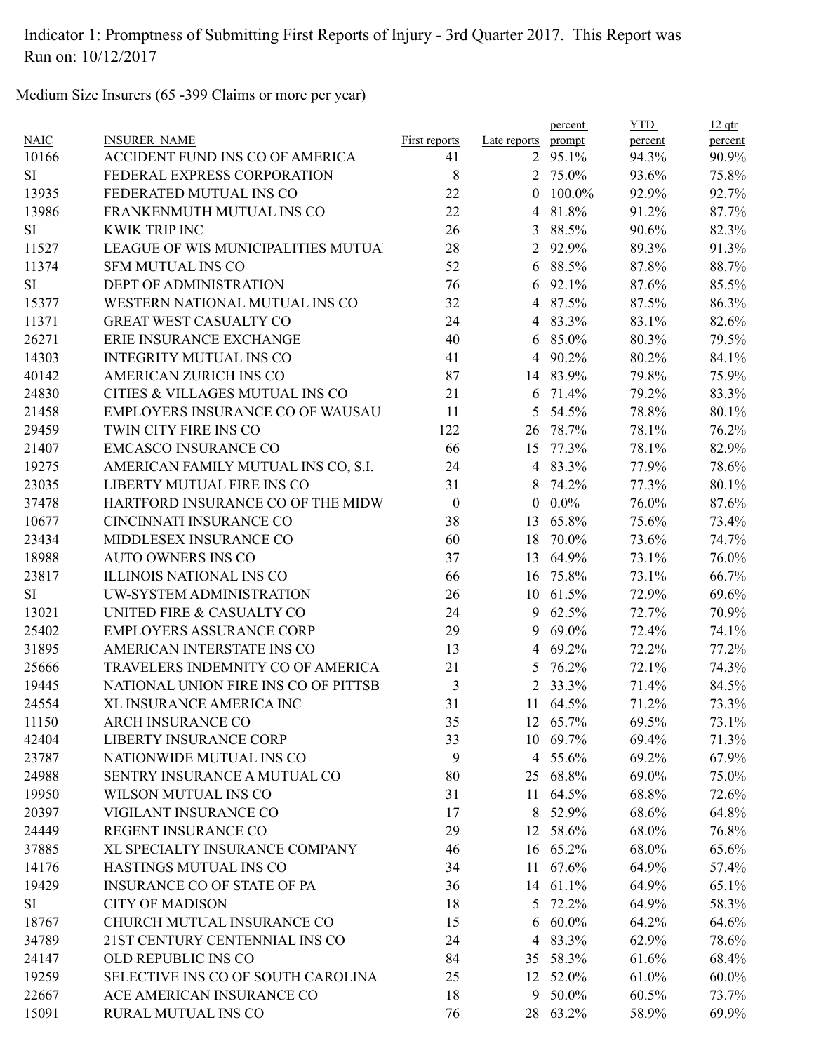Indicator 1: Promptness of Submitting First Reports of Injury - 3rd Quarter 2017. This Report was Run on: 10/12/2017

Medium Size Insurers (65 -399 Claims or more per year)

| NAIC | INSURER_NAME | First reports | Late reports | percent prompt | YTD percent | 12 qtr percent |
|---|---|---|---|---|---|---|
| 10166 | ACCIDENT FUND INS CO OF AMERICA | 41 | 2 | 95.1% | 94.3% | 90.9% |
| SI | FEDERAL EXPRESS CORPORATION | 8 | 2 | 75.0% | 93.6% | 75.8% |
| 13935 | FEDERATED MUTUAL INS CO | 22 | 0 | 100.0% | 92.9% | 92.7% |
| 13986 | FRANKENMUTH MUTUAL INS CO | 22 | 4 | 81.8% | 91.2% | 87.7% |
| SI | KWIK TRIP INC | 26 | 3 | 88.5% | 90.6% | 82.3% |
| 11527 | LEAGUE OF WIS MUNICIPALITIES MUTUA | 28 | 2 | 92.9% | 89.3% | 91.3% |
| 11374 | SFM MUTUAL INS CO | 52 | 6 | 88.5% | 87.8% | 88.7% |
| SI | DEPT OF ADMINISTRATION | 76 | 6 | 92.1% | 87.6% | 85.5% |
| 15377 | WESTERN NATIONAL MUTUAL INS CO | 32 | 4 | 87.5% | 87.5% | 86.3% |
| 11371 | GREAT WEST CASUALTY CO | 24 | 4 | 83.3% | 83.1% | 82.6% |
| 26271 | ERIE INSURANCE EXCHANGE | 40 | 6 | 85.0% | 80.3% | 79.5% |
| 14303 | INTEGRITY MUTUAL INS CO | 41 | 4 | 90.2% | 80.2% | 84.1% |
| 40142 | AMERICAN ZURICH INS CO | 87 | 14 | 83.9% | 79.8% | 75.9% |
| 24830 | CITIES & VILLAGES MUTUAL INS CO | 21 | 6 | 71.4% | 79.2% | 83.3% |
| 21458 | EMPLOYERS INSURANCE CO OF WAUSAU | 11 | 5 | 54.5% | 78.8% | 80.1% |
| 29459 | TWIN CITY FIRE INS CO | 122 | 26 | 78.7% | 78.1% | 76.2% |
| 21407 | EMCASCO INSURANCE CO | 66 | 15 | 77.3% | 78.1% | 82.9% |
| 19275 | AMERICAN FAMILY MUTUAL INS CO, S.I. | 24 | 4 | 83.3% | 77.9% | 78.6% |
| 23035 | LIBERTY MUTUAL FIRE INS CO | 31 | 8 | 74.2% | 77.3% | 80.1% |
| 37478 | HARTFORD INSURANCE CO OF THE MIDW | 0 | 0 | 0.0% | 76.0% | 87.6% |
| 10677 | CINCINNATI INSURANCE CO | 38 | 13 | 65.8% | 75.6% | 73.4% |
| 23434 | MIDDLESEX INSURANCE CO | 60 | 18 | 70.0% | 73.6% | 74.7% |
| 18988 | AUTO OWNERS INS CO | 37 | 13 | 64.9% | 73.1% | 76.0% |
| 23817 | ILLINOIS NATIONAL INS CO | 66 | 16 | 75.8% | 73.1% | 66.7% |
| SI | UW-SYSTEM ADMINISTRATION | 26 | 10 | 61.5% | 72.9% | 69.6% |
| 13021 | UNITED FIRE & CASUALTY CO | 24 | 9 | 62.5% | 72.7% | 70.9% |
| 25402 | EMPLOYERS ASSURANCE CORP | 29 | 9 | 69.0% | 72.4% | 74.1% |
| 31895 | AMERICAN INTERSTATE INS CO | 13 | 4 | 69.2% | 72.2% | 77.2% |
| 25666 | TRAVELERS INDEMNITY CO OF AMERICA | 21 | 5 | 76.2% | 72.1% | 74.3% |
| 19445 | NATIONAL UNION FIRE INS CO OF PITTSB | 3 | 2 | 33.3% | 71.4% | 84.5% |
| 24554 | XL INSURANCE AMERICA INC | 31 | 11 | 64.5% | 71.2% | 73.3% |
| 11150 | ARCH INSURANCE CO | 35 | 12 | 65.7% | 69.5% | 73.1% |
| 42404 | LIBERTY INSURANCE CORP | 33 | 10 | 69.7% | 69.4% | 71.3% |
| 23787 | NATIONWIDE MUTUAL INS CO | 9 | 4 | 55.6% | 69.2% | 67.9% |
| 24988 | SENTRY INSURANCE A MUTUAL CO | 80 | 25 | 68.8% | 69.0% | 75.0% |
| 19950 | WILSON MUTUAL INS CO | 31 | 11 | 64.5% | 68.8% | 72.6% |
| 20397 | VIGILANT INSURANCE CO | 17 | 8 | 52.9% | 68.6% | 64.8% |
| 24449 | REGENT INSURANCE CO | 29 | 12 | 58.6% | 68.0% | 76.8% |
| 37885 | XL SPECIALTY INSURANCE COMPANY | 46 | 16 | 65.2% | 68.0% | 65.6% |
| 14176 | HASTINGS MUTUAL INS CO | 34 | 11 | 67.6% | 64.9% | 57.4% |
| 19429 | INSURANCE CO OF STATE OF PA | 36 | 14 | 61.1% | 64.9% | 65.1% |
| SI | CITY OF MADISON | 18 | 5 | 72.2% | 64.9% | 58.3% |
| 18767 | CHURCH MUTUAL INSURANCE CO | 15 | 6 | 60.0% | 64.2% | 64.6% |
| 34789 | 21ST CENTURY CENTENNIAL INS CO | 24 | 4 | 83.3% | 62.9% | 78.6% |
| 24147 | OLD REPUBLIC INS CO | 84 | 35 | 58.3% | 61.6% | 68.4% |
| 19259 | SELECTIVE INS CO OF SOUTH CAROLINA | 25 | 12 | 52.0% | 61.0% | 60.0% |
| 22667 | ACE AMERICAN INSURANCE CO | 18 | 9 | 50.0% | 60.5% | 73.7% |
| 15091 | RURAL MUTUAL INS CO | 76 | 28 | 63.2% | 58.9% | 69.9% |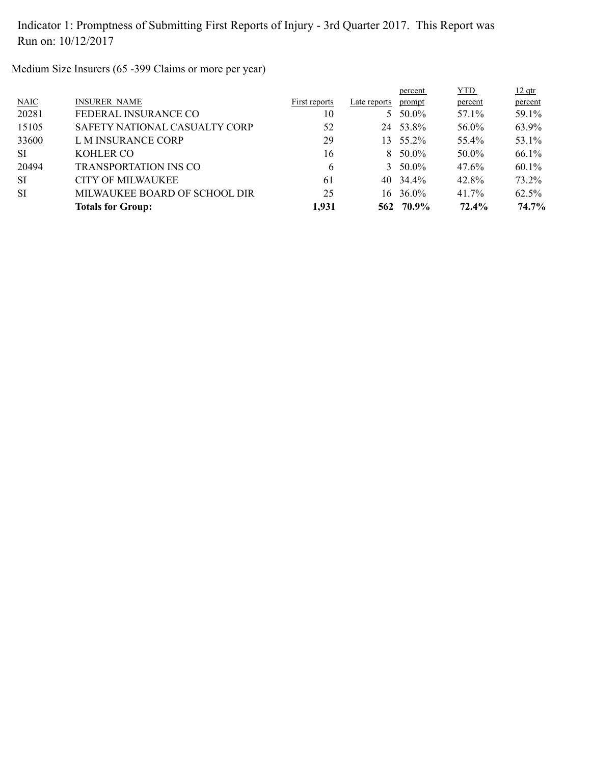Indicator 1: Promptness of Submitting First Reports of Injury - 3rd Quarter 2017. This Report was Run on: 10/12/2017

Medium Size Insurers (65 -399 Claims or more per year)

| NAIC | INSURER NAME | First reports | Late reports | percent prompt | YTD percent | 12 qtr percent |
|---|---|---|---|---|---|---|
| 20281 | FEDERAL INSURANCE CO | 10 | 5 | 50.0% | 57.1% | 59.1% |
| 15105 | SAFETY NATIONAL CASUALTY CORP | 52 | 24 | 53.8% | 56.0% | 63.9% |
| 33600 | L M INSURANCE CORP | 29 | 13 | 55.2% | 55.4% | 53.1% |
| SI | KOHLER CO | 16 | 8 | 50.0% | 50.0% | 66.1% |
| 20494 | TRANSPORTATION INS CO | 6 | 3 | 50.0% | 47.6% | 60.1% |
| SI | CITY OF MILWAUKEE | 61 | 40 | 34.4% | 42.8% | 73.2% |
| SI | MILWAUKEE BOARD OF SCHOOL DIR | 25 | 16 | 36.0% | 41.7% | 62.5% |
| | **Totals for Group:** | **1,931** | **562** | **70.9%** | **72.4%** | **74.7%** |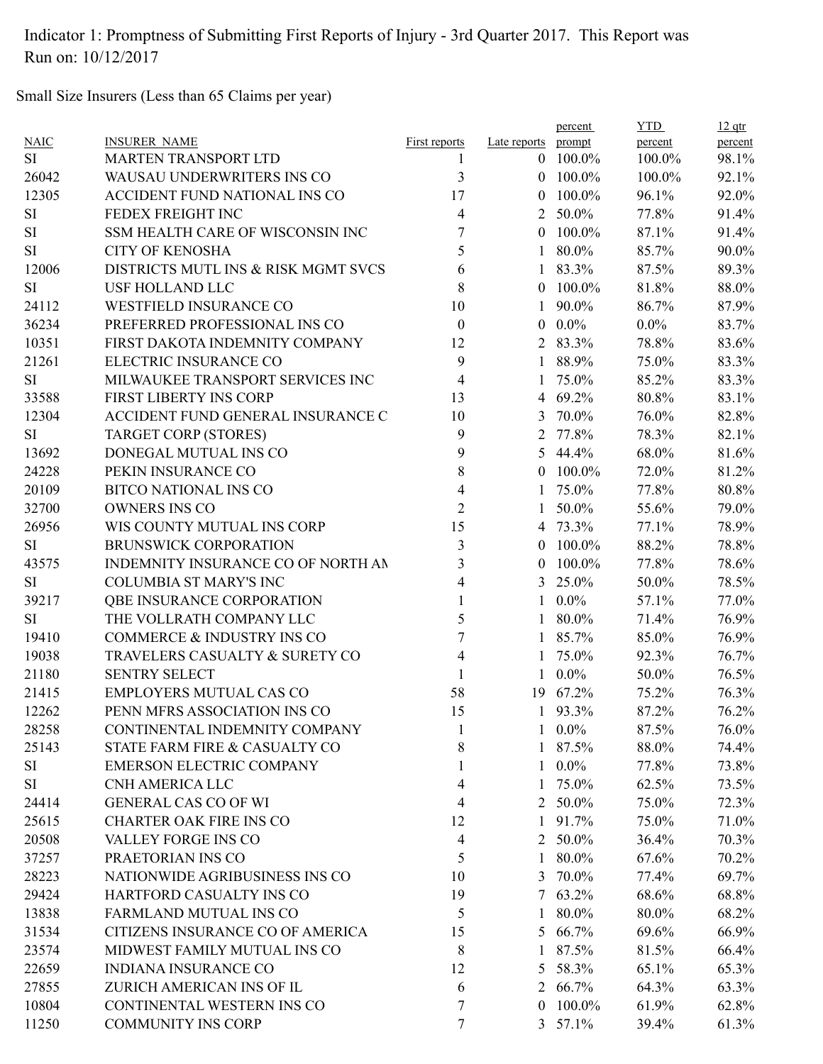Indicator 1: Promptness of Submitting First Reports of Injury - 3rd Quarter 2017. This Report was Run on: 10/12/2017

Small Size Insurers (Less than 65 Claims per year)

| NAIC | INSURER NAME | First reports | Late reports | percent prompt | YTD percent | 12 qtr percent |
|---|---|---|---|---|---|---|
| SI | MARTEN TRANSPORT LTD | 1 | 0 | 100.0% | 100.0% | 98.1% |
| 26042 | WAUSAU UNDERWRITERS INS CO | 3 | 0 | 100.0% | 100.0% | 92.1% |
| 12305 | ACCIDENT FUND NATIONAL INS CO | 17 | 0 | 100.0% | 96.1% | 92.0% |
| SI | FEDEX FREIGHT INC | 4 | 2 | 50.0% | 77.8% | 91.4% |
| SI | SSM HEALTH CARE OF WISCONSIN INC | 7 | 0 | 100.0% | 87.1% | 91.4% |
| SI | CITY OF KENOSHA | 5 | 1 | 80.0% | 85.7% | 90.0% |
| 12006 | DISTRICTS MUTL INS & RISK MGMT SVCS | 6 | 1 | 83.3% | 87.5% | 89.3% |
| SI | USF HOLLAND LLC | 8 | 0 | 100.0% | 81.8% | 88.0% |
| 24112 | WESTFIELD INSURANCE CO | 10 | 1 | 90.0% | 86.7% | 87.9% |
| 36234 | PREFERRED PROFESSIONAL INS CO | 0 | 0 | 0.0% | 0.0% | 83.7% |
| 10351 | FIRST DAKOTA INDEMNITY COMPANY | 12 | 2 | 83.3% | 78.8% | 83.6% |
| 21261 | ELECTRIC INSURANCE CO | 9 | 1 | 88.9% | 75.0% | 83.3% |
| SI | MILWAUKEE TRANSPORT SERVICES INC | 4 | 1 | 75.0% | 85.2% | 83.3% |
| 33588 | FIRST LIBERTY INS CORP | 13 | 4 | 69.2% | 80.8% | 83.1% |
| 12304 | ACCIDENT FUND GENERAL INSURANCE C | 10 | 3 | 70.0% | 76.0% | 82.8% |
| SI | TARGET CORP (STORES) | 9 | 2 | 77.8% | 78.3% | 82.1% |
| 13692 | DONEGAL MUTUAL INS CO | 9 | 5 | 44.4% | 68.0% | 81.6% |
| 24228 | PEKIN INSURANCE CO | 8 | 0 | 100.0% | 72.0% | 81.2% |
| 20109 | BITCO NATIONAL INS CO | 4 | 1 | 75.0% | 77.8% | 80.8% |
| 32700 | OWNERS INS CO | 2 | 1 | 50.0% | 55.6% | 79.0% |
| 26956 | WIS COUNTY MUTUAL INS CORP | 15 | 4 | 73.3% | 77.1% | 78.9% |
| SI | BRUNSWICK CORPORATION | 3 | 0 | 100.0% | 88.2% | 78.8% |
| 43575 | INDEMNITY INSURANCE CO OF NORTH AM | 3 | 0 | 100.0% | 77.8% | 78.6% |
| SI | COLUMBIA ST MARY'S INC | 4 | 3 | 25.0% | 50.0% | 78.5% |
| 39217 | QBE INSURANCE CORPORATION | 1 | 1 | 0.0% | 57.1% | 77.0% |
| SI | THE VOLLRATH COMPANY LLC | 5 | 1 | 80.0% | 71.4% | 76.9% |
| 19410 | COMMERCE & INDUSTRY INS CO | 7 | 1 | 85.7% | 85.0% | 76.9% |
| 19038 | TRAVELERS CASUALTY & SURETY CO | 4 | 1 | 75.0% | 92.3% | 76.7% |
| 21180 | SENTRY SELECT | 1 | 1 | 0.0% | 50.0% | 76.5% |
| 21415 | EMPLOYERS MUTUAL CAS CO | 58 | 19 | 67.2% | 75.2% | 76.3% |
| 12262 | PENN MFRS ASSOCIATION INS CO | 15 | 1 | 93.3% | 87.2% | 76.2% |
| 28258 | CONTINENTAL INDEMNITY COMPANY | 1 | 1 | 0.0% | 87.5% | 76.0% |
| 25143 | STATE FARM FIRE & CASUALTY CO | 8 | 1 | 87.5% | 88.0% | 74.4% |
| SI | EMERSON ELECTRIC COMPANY | 1 | 1 | 0.0% | 77.8% | 73.8% |
| SI | CNH AMERICA LLC | 4 | 1 | 75.0% | 62.5% | 73.5% |
| 24414 | GENERAL CAS CO OF WI | 4 | 2 | 50.0% | 75.0% | 72.3% |
| 25615 | CHARTER OAK FIRE INS CO | 12 | 1 | 91.7% | 75.0% | 71.0% |
| 20508 | VALLEY FORGE INS CO | 4 | 2 | 50.0% | 36.4% | 70.3% |
| 37257 | PRAETORIAN INS CO | 5 | 1 | 80.0% | 67.6% | 70.2% |
| 28223 | NATIONWIDE AGRIBUSINESS INS CO | 10 | 3 | 70.0% | 77.4% | 69.7% |
| 29424 | HARTFORD CASUALTY INS CO | 19 | 7 | 63.2% | 68.6% | 68.8% |
| 13838 | FARMLAND MUTUAL INS CO | 5 | 1 | 80.0% | 80.0% | 68.2% |
| 31534 | CITIZENS INSURANCE CO OF AMERICA | 15 | 5 | 66.7% | 69.6% | 66.9% |
| 23574 | MIDWEST FAMILY MUTUAL INS CO | 8 | 1 | 87.5% | 81.5% | 66.4% |
| 22659 | INDIANA INSURANCE CO | 12 | 5 | 58.3% | 65.1% | 65.3% |
| 27855 | ZURICH AMERICAN INS OF IL | 6 | 2 | 66.7% | 64.3% | 63.3% |
| 10804 | CONTINENTAL WESTERN INS CO | 7 | 0 | 100.0% | 61.9% | 62.8% |
| 11250 | COMMUNITY INS CORP | 7 | 3 | 57.1% | 39.4% | 61.3% |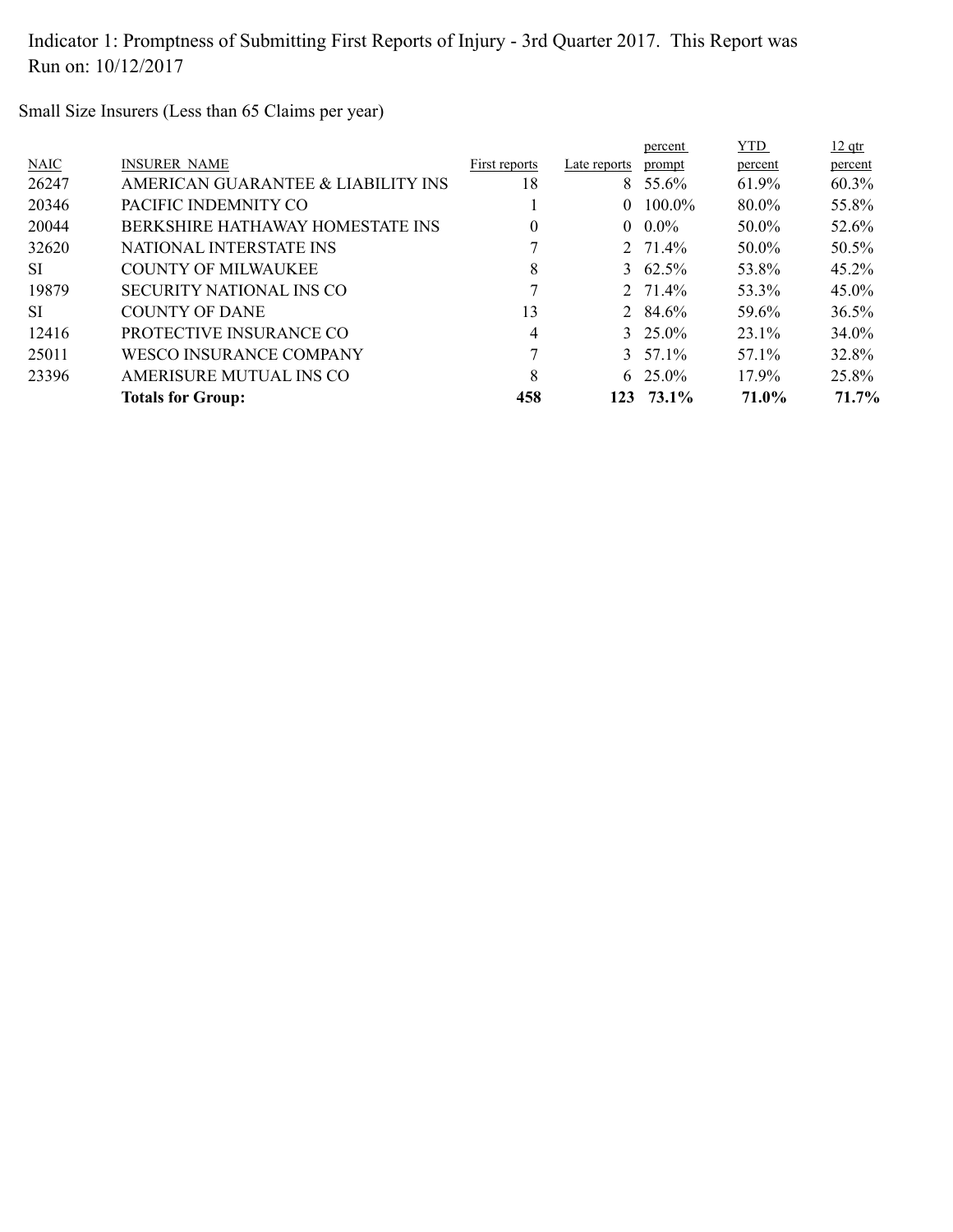Indicator 1: Promptness of Submitting First Reports of Injury - 3rd Quarter 2017. This Report was Run on: 10/12/2017

Small Size Insurers (Less than 65 Claims per year)

| NAIC | INSURER NAME | First reports | Late reports | percent prompt | YTD percent | 12 qtr percent |
|---|---|---|---|---|---|---|
| 26247 | AMERICAN GUARANTEE & LIABILITY INS | 18 | 8 | 55.6% | 61.9% | 60.3% |
| 20346 | PACIFIC INDEMNITY CO | 1 | 0 | 100.0% | 80.0% | 55.8% |
| 20044 | BERKSHIRE HATHAWAY HOMESTATE INS | 0 | 0 | 0.0% | 50.0% | 52.6% |
| 32620 | NATIONAL INTERSTATE INS | 7 | 2 | 71.4% | 50.0% | 50.5% |
| SI | COUNTY OF MILWAUKEE | 8 | 3 | 62.5% | 53.8% | 45.2% |
| 19879 | SECURITY NATIONAL INS CO | 7 | 2 | 71.4% | 53.3% | 45.0% |
| SI | COUNTY OF DANE | 13 | 2 | 84.6% | 59.6% | 36.5% |
| 12416 | PROTECTIVE INSURANCE CO | 4 | 3 | 25.0% | 23.1% | 34.0% |
| 25011 | WESCO INSURANCE COMPANY | 7 | 3 | 57.1% | 57.1% | 32.8% |
| 23396 | AMERISURE MUTUAL INS CO | 8 | 6 | 25.0% | 17.9% | 25.8% |
| | **Totals for Group:** | **458** | **123** | **73.1%** | **71.0%** | **71.7%** |